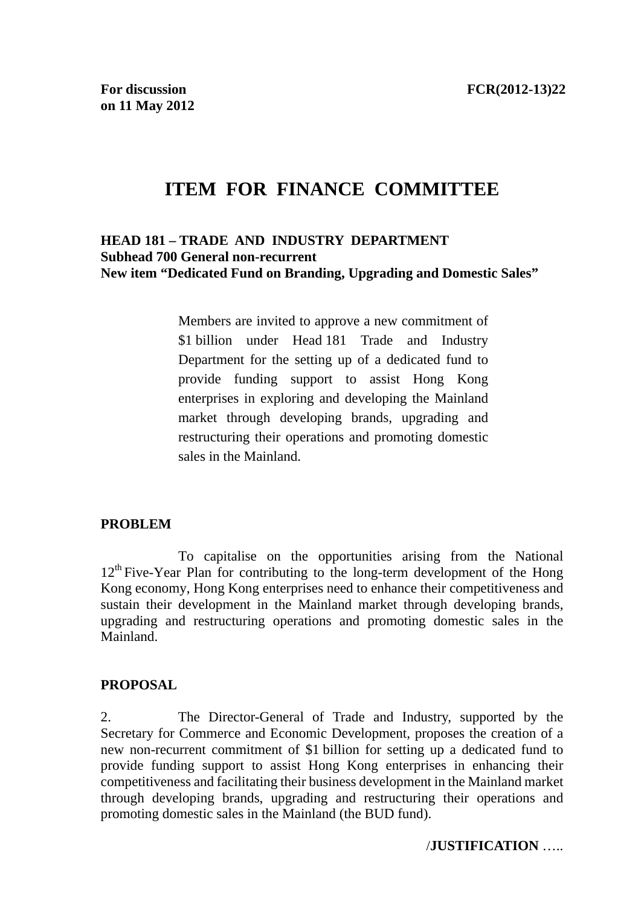**For discussion on 11 May 2012** **FCR(2012-13)22**

# ITEM FOR FINANCE COMMITTEE

**HEAD 181 – TRADE AND INDUSTRY DEPARTMENT**
**Subhead 700 General non-recurrent**
**New item "Dedicated Fund on Branding, Upgrading and Domestic Sales"**

> Members are invited to approve a new commitment of \$1 billion under Head 181 Trade and Industry Department for the setting up of a dedicated fund to provide funding support to assist Hong Kong enterprises in exploring and developing the Mainland market through developing brands, upgrading and restructuring their operations and promoting domestic sales in the Mainland.

## PROBLEM

To capitalise on the opportunities arising from the National 12th Five-Year Plan for contributing to the long-term development of the Hong Kong economy, Hong Kong enterprises need to enhance their competitiveness and sustain their development in the Mainland market through developing brands, upgrading and restructuring operations and promoting domestic sales in the Mainland.

## PROPOSAL

2. The Director-General of Trade and Industry, supported by the Secretary for Commerce and Economic Development, proposes the creation of a new non-recurrent commitment of \$1 billion for setting up a dedicated fund to provide funding support to assist Hong Kong enterprises in enhancing their competitiveness and facilitating their business development in the Mainland market through developing brands, upgrading and restructuring their operations and promoting domestic sales in the Mainland (the BUD fund).

/**JUSTIFICATION** …..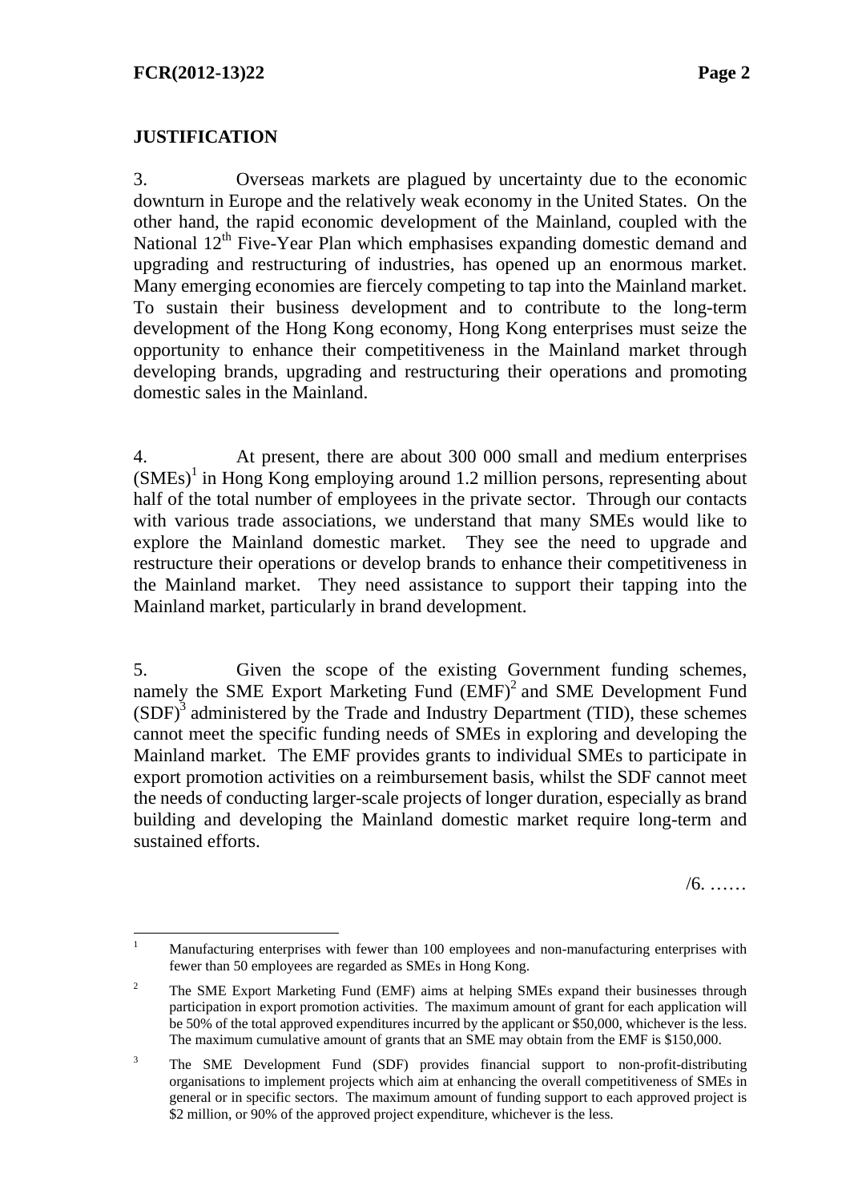## JUSTIFICATION

3. Overseas markets are plagued by uncertainty due to the economic downturn in Europe and the relatively weak economy in the United States. On the other hand, the rapid economic development of the Mainland, coupled with the National 12th Five-Year Plan which emphasises expanding domestic demand and upgrading and restructuring of industries, has opened up an enormous market. Many emerging economies are fiercely competing to tap into the Mainland market. To sustain their business development and to contribute to the long-term development of the Hong Kong economy, Hong Kong enterprises must seize the opportunity to enhance their competitiveness in the Mainland market through developing brands, upgrading and restructuring their operations and promoting domestic sales in the Mainland.

4. At present, there are about 300 000 small and medium enterprises (SMEs)[1] in Hong Kong employing around 1.2 million persons, representing about half of the total number of employees in the private sector. Through our contacts with various trade associations, we understand that many SMEs would like to explore the Mainland domestic market. They see the need to upgrade and restructure their operations or develop brands to enhance their competitiveness in the Mainland market. They need assistance to support their tapping into the Mainland market, particularly in brand development.

5. Given the scope of the existing Government funding schemes, namely the SME Export Marketing Fund (EMF)[2] and SME Development Fund (SDF)[3] administered by the Trade and Industry Department (TID), these schemes cannot meet the specific funding needs of SMEs in exploring and developing the Mainland market. The EMF provides grants to individual SMEs to participate in export promotion activities on a reimbursement basis, whilst the SDF cannot meet the needs of conducting larger-scale projects of longer duration, especially as brand building and developing the Mainland domestic market require long-term and sustained efforts.

/6. ……

---

[1] Manufacturing enterprises with fewer than 100 employees and non-manufacturing enterprises with fewer than 50 employees are regarded as SMEs in Hong Kong.

[2] The SME Export Marketing Fund (EMF) aims at helping SMEs expand their businesses through participation in export promotion activities. The maximum amount of grant for each application will be 50% of the total approved expenditures incurred by the applicant or $50,000, whichever is the less. The maximum cumulative amount of grants that an SME may obtain from the EMF is $150,000.

[3] The SME Development Fund (SDF) provides financial support to non-profit-distributing organisations to implement projects which aim at enhancing the overall competitiveness of SMEs in general or in specific sectors. The maximum amount of funding support to each approved project is $2 million, or 90% of the approved project expenditure, whichever is the less.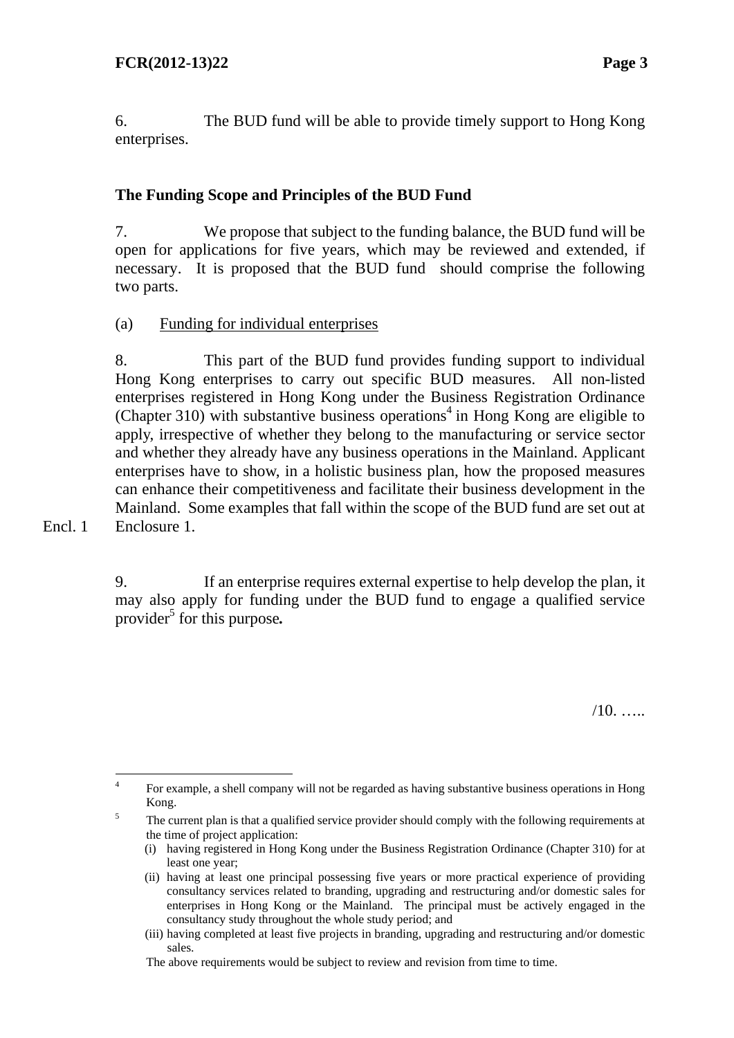6. The BUD fund will be able to provide timely support to Hong Kong enterprises.

## The Funding Scope and Principles of the BUD Fund

7. We propose that subject to the funding balance, the BUD fund will be open for applications for five years, which may be reviewed and extended, if necessary. It is proposed that the BUD fund should comprise the following two parts.

(a) Funding for individual enterprises

8. This part of the BUD fund provides funding support to individual Hong Kong enterprises to carry out specific BUD measures. All non-listed enterprises registered in Hong Kong under the Business Registration Ordinance (Chapter 310) with substantive business operations[4] in Hong Kong are eligible to apply, irrespective of whether they belong to the manufacturing or service sector and whether they already have any business operations in the Mainland. Applicant enterprises have to show, in a holistic business plan, how the proposed measures can enhance their competitiveness and facilitate their business development in the Mainland. Some examples that fall within the scope of the BUD fund are set out at Enclosure 1.

Encl. 1

9. If an enterprise requires external expertise to help develop the plan, it may also apply for funding under the BUD fund to engage a qualified service provider[5] for this purpose**.**

/10. …..

---

[4] For example, a shell company will not be regarded as having substantive business operations in Hong Kong.

[5] The current plan is that a qualified service provider should comply with the following requirements at the time of project application:

(i) having registered in Hong Kong under the Business Registration Ordinance (Chapter 310) for at least one year;

(ii) having at least one principal possessing five years or more practical experience of providing consultancy services related to branding, upgrading and restructuring and/or domestic sales for enterprises in Hong Kong or the Mainland. The principal must be actively engaged in the consultancy study throughout the whole study period; and

(iii) having completed at least five projects in branding, upgrading and restructuring and/or domestic sales.

The above requirements would be subject to review and revision from time to time.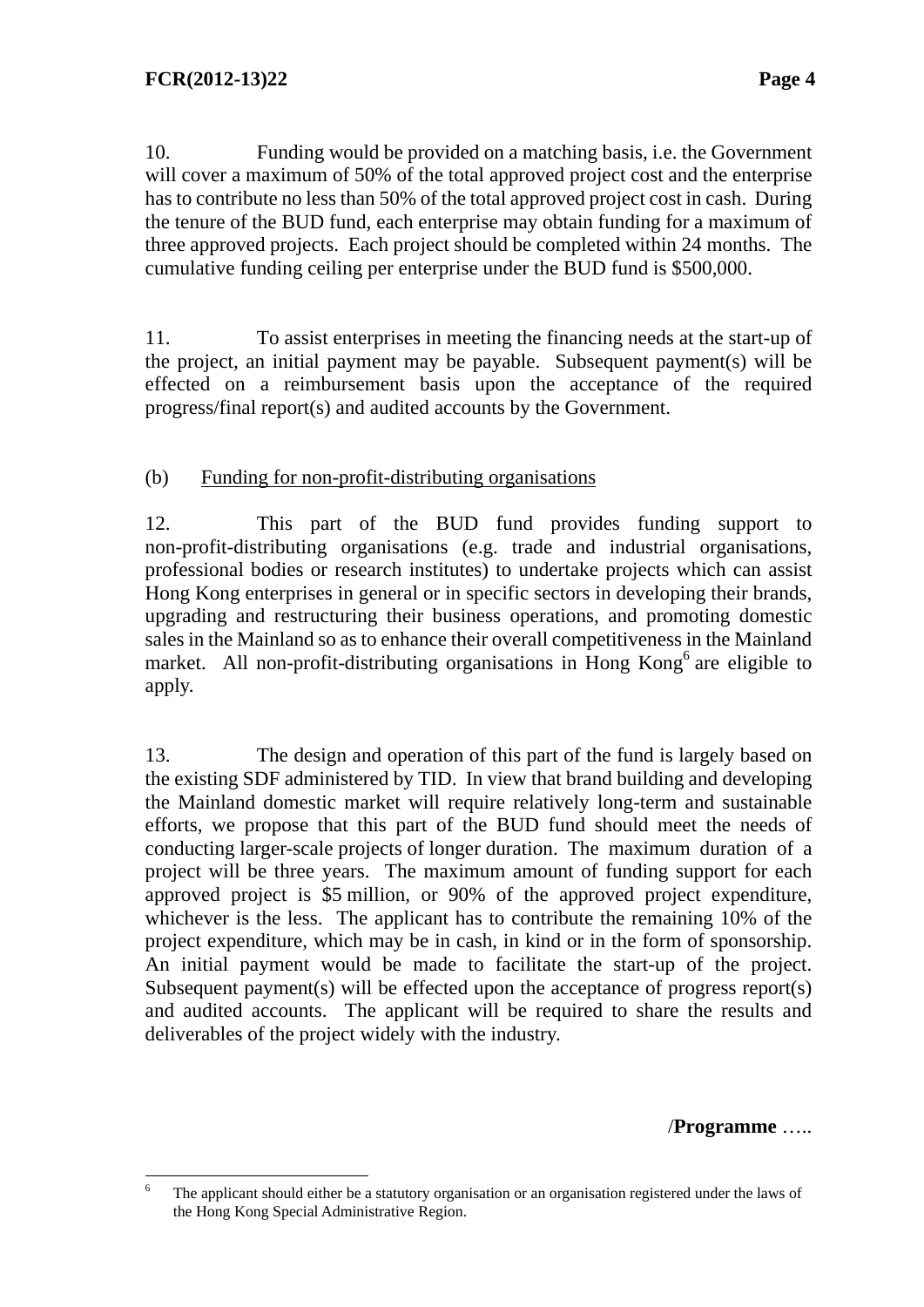10. Funding would be provided on a matching basis, i.e. the Government will cover a maximum of 50% of the total approved project cost and the enterprise has to contribute no less than 50% of the total approved project cost in cash. During the tenure of the BUD fund, each enterprise may obtain funding for a maximum of three approved projects. Each project should be completed within 24 months. The cumulative funding ceiling per enterprise under the BUD fund is $500,000.

11. To assist enterprises in meeting the financing needs at the start-up of the project, an initial payment may be payable. Subsequent payment(s) will be effected on a reimbursement basis upon the acceptance of the required progress/final report(s) and audited accounts by the Government.

(b) <u>Funding for non-profit-distributing organisations</u>

12. This part of the BUD fund provides funding support to non-profit-distributing organisations (e.g. trade and industrial organisations, professional bodies or research institutes) to undertake projects which can assist Hong Kong enterprises in general or in specific sectors in developing their brands, upgrading and restructuring their business operations, and promoting domestic sales in the Mainland so as to enhance their overall competitiveness in the Mainland market. All non-profit-distributing organisations in Hong Kong[6] are eligible to apply.

13. The design and operation of this part of the fund is largely based on the existing SDF administered by TID. In view that brand building and developing the Mainland domestic market will require relatively long-term and sustainable efforts, we propose that this part of the BUD fund should meet the needs of conducting larger-scale projects of longer duration. The maximum duration of a project will be three years. The maximum amount of funding support for each approved project is $5 million, or 90% of the approved project expenditure, whichever is the less. The applicant has to contribute the remaining 10% of the project expenditure, which may be in cash, in kind or in the form of sponsorship. An initial payment would be made to facilitate the start-up of the project. Subsequent payment(s) will be effected upon the acceptance of progress report(s) and audited accounts. The applicant will be required to share the results and deliverables of the project widely with the industry.

/**Programme** …..

---

[6] The applicant should either be a statutory organisation or an organisation registered under the laws of the Hong Kong Special Administrative Region.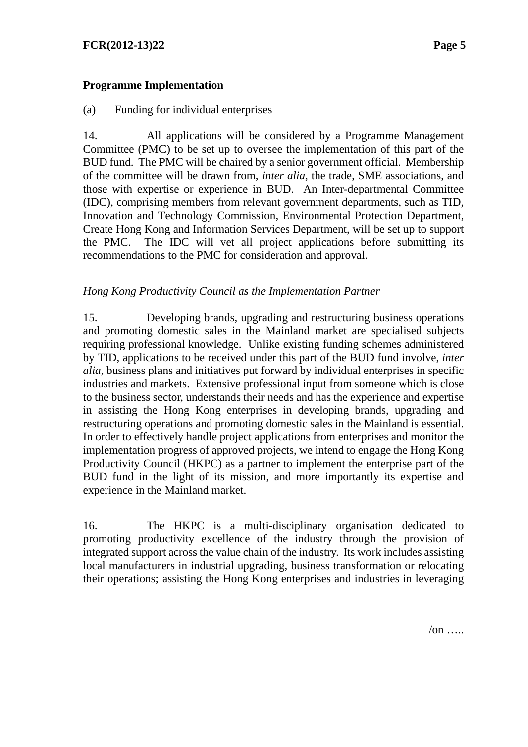## Programme Implementation

(a) Funding for individual enterprises

14. All applications will be considered by a Programme Management Committee (PMC) to be set up to oversee the implementation of this part of the BUD fund. The PMC will be chaired by a senior government official. Membership of the committee will be drawn from, *inter alia*, the trade, SME associations, and those with expertise or experience in BUD. An Inter-departmental Committee (IDC), comprising members from relevant government departments, such as TID, Innovation and Technology Commission, Environmental Protection Department, Create Hong Kong and Information Services Department, will be set up to support the PMC. The IDC will vet all project applications before submitting its recommendations to the PMC for consideration and approval.

*Hong Kong Productivity Council as the Implementation Partner*

15. Developing brands, upgrading and restructuring business operations and promoting domestic sales in the Mainland market are specialised subjects requiring professional knowledge. Unlike existing funding schemes administered by TID, applications to be received under this part of the BUD fund involve, *inter alia*, business plans and initiatives put forward by individual enterprises in specific industries and markets. Extensive professional input from someone which is close to the business sector, understands their needs and has the experience and expertise in assisting the Hong Kong enterprises in developing brands, upgrading and restructuring operations and promoting domestic sales in the Mainland is essential. In order to effectively handle project applications from enterprises and monitor the implementation progress of approved projects, we intend to engage the Hong Kong Productivity Council (HKPC) as a partner to implement the enterprise part of the BUD fund in the light of its mission, and more importantly its expertise and experience in the Mainland market.

16. The HKPC is a multi-disciplinary organisation dedicated to promoting productivity excellence of the industry through the provision of integrated support across the value chain of the industry. Its work includes assisting local manufacturers in industrial upgrading, business transformation or relocating their operations; assisting the Hong Kong enterprises and industries in leveraging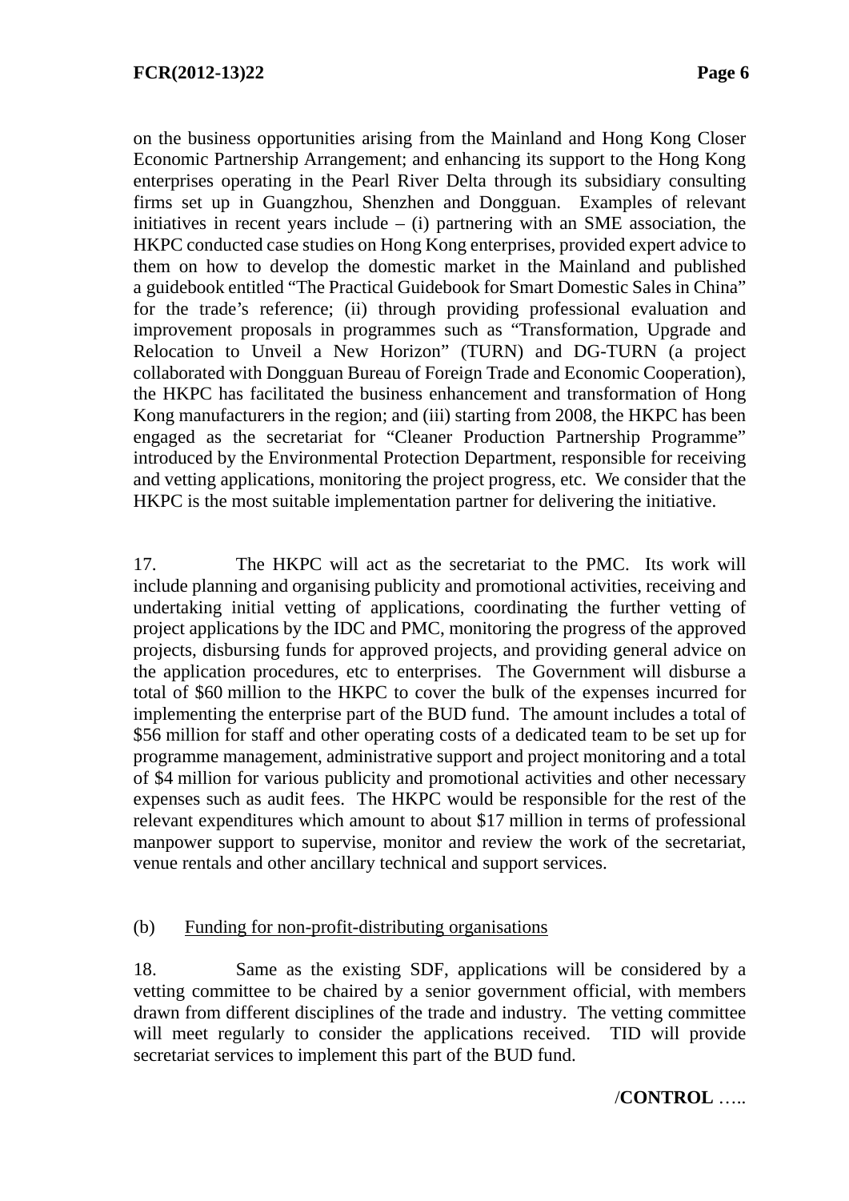on the business opportunities arising from the Mainland and Hong Kong Closer Economic Partnership Arrangement; and enhancing its support to the Hong Kong enterprises operating in the Pearl River Delta through its subsidiary consulting firms set up in Guangzhou, Shenzhen and Dongguan. Examples of relevant initiatives in recent years include – (i) partnering with an SME association, the HKPC conducted case studies on Hong Kong enterprises, provided expert advice to them on how to develop the domestic market in the Mainland and published a guidebook entitled "The Practical Guidebook for Smart Domestic Sales in China" for the trade's reference; (ii) through providing professional evaluation and improvement proposals in programmes such as "Transformation, Upgrade and Relocation to Unveil a New Horizon" (TURN) and DG-TURN (a project collaborated with Dongguan Bureau of Foreign Trade and Economic Cooperation), the HKPC has facilitated the business enhancement and transformation of Hong Kong manufacturers in the region; and (iii) starting from 2008, the HKPC has been engaged as the secretariat for "Cleaner Production Partnership Programme" introduced by the Environmental Protection Department, responsible for receiving and vetting applications, monitoring the project progress, etc. We consider that the HKPC is the most suitable implementation partner for delivering the initiative.

17. The HKPC will act as the secretariat to the PMC. Its work will include planning and organising publicity and promotional activities, receiving and undertaking initial vetting of applications, coordinating the further vetting of project applications by the IDC and PMC, monitoring the progress of the approved projects, disbursing funds for approved projects, and providing general advice on the application procedures, etc to enterprises. The Government will disburse a total of $60 million to the HKPC to cover the bulk of the expenses incurred for implementing the enterprise part of the BUD fund. The amount includes a total of $56 million for staff and other operating costs of a dedicated team to be set up for programme management, administrative support and project monitoring and a total of $4 million for various publicity and promotional activities and other necessary expenses such as audit fees. The HKPC would be responsible for the rest of the relevant expenditures which amount to about $17 million in terms of professional manpower support to supervise, monitor and review the work of the secretariat, venue rentals and other ancillary technical and support services.

(b) Funding for non-profit-distributing organisations

18. Same as the existing SDF, applications will be considered by a vetting committee to be chaired by a senior government official, with members drawn from different disciplines of the trade and industry. The vetting committee will meet regularly to consider the applications received. TID will provide secretariat services to implement this part of the BUD fund.

/**CONTROL** …..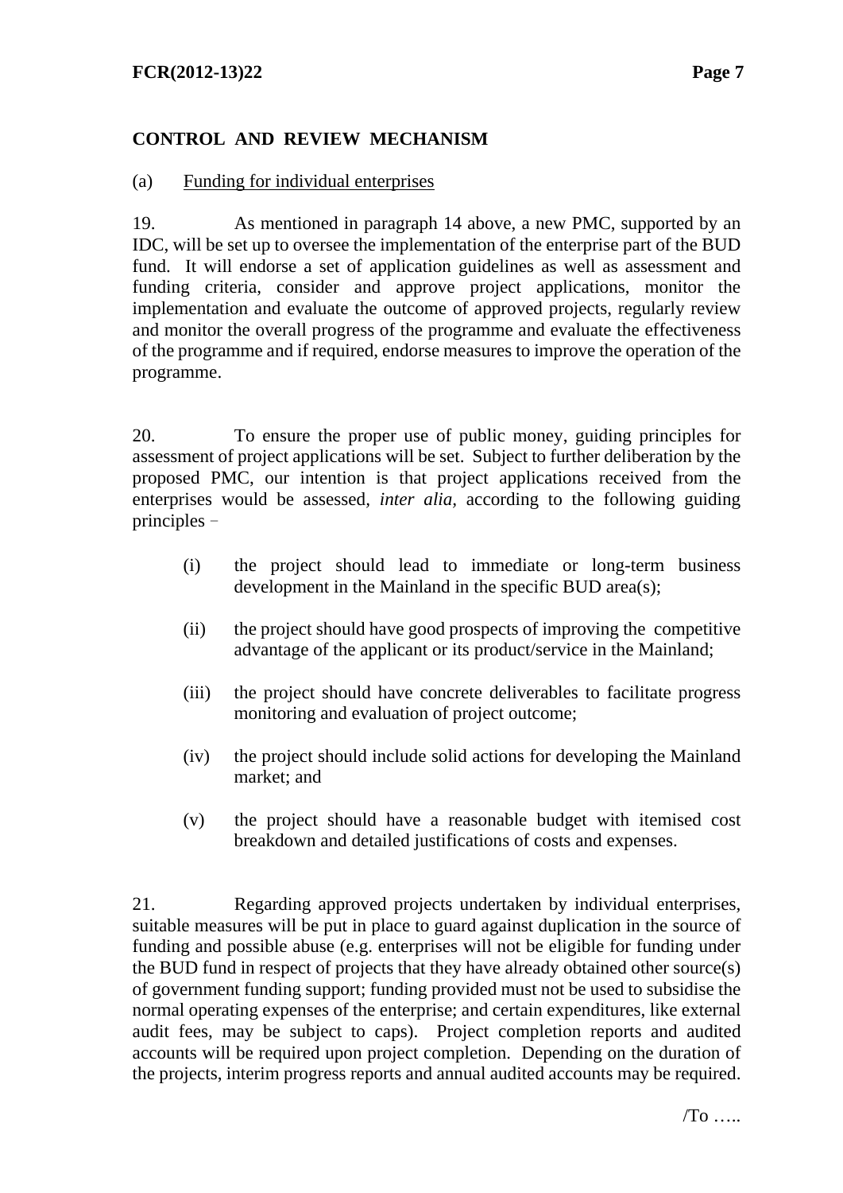## CONTROL AND REVIEW MECHANISM

(a) Funding for individual enterprises

19. As mentioned in paragraph 14 above, a new PMC, supported by an IDC, will be set up to oversee the implementation of the enterprise part of the BUD fund. It will endorse a set of application guidelines as well as assessment and funding criteria, consider and approve project applications, monitor the implementation and evaluate the outcome of approved projects, regularly review and monitor the overall progress of the programme and evaluate the effectiveness of the programme and if required, endorse measures to improve the operation of the programme.

20. To ensure the proper use of public money, guiding principles for assessment of project applications will be set. Subject to further deliberation by the proposed PMC, our intention is that project applications received from the enterprises would be assessed, *inter alia*, according to the following guiding principles –

(i) the project should lead to immediate or long-term business development in the Mainland in the specific BUD area(s);

(ii) the project should have good prospects of improving the competitive advantage of the applicant or its product/service in the Mainland;

(iii) the project should have concrete deliverables to facilitate progress monitoring and evaluation of project outcome;

(iv) the project should include solid actions for developing the Mainland market; and

(v) the project should have a reasonable budget with itemised cost breakdown and detailed justifications of costs and expenses.

21. Regarding approved projects undertaken by individual enterprises, suitable measures will be put in place to guard against duplication in the source of funding and possible abuse (e.g. enterprises will not be eligible for funding under the BUD fund in respect of projects that they have already obtained other source(s) of government funding support; funding provided must not be used to subsidise the normal operating expenses of the enterprise; and certain expenditures, like external audit fees, may be subject to caps). Project completion reports and audited accounts will be required upon project completion. Depending on the duration of the projects, interim progress reports and annual audited accounts may be required.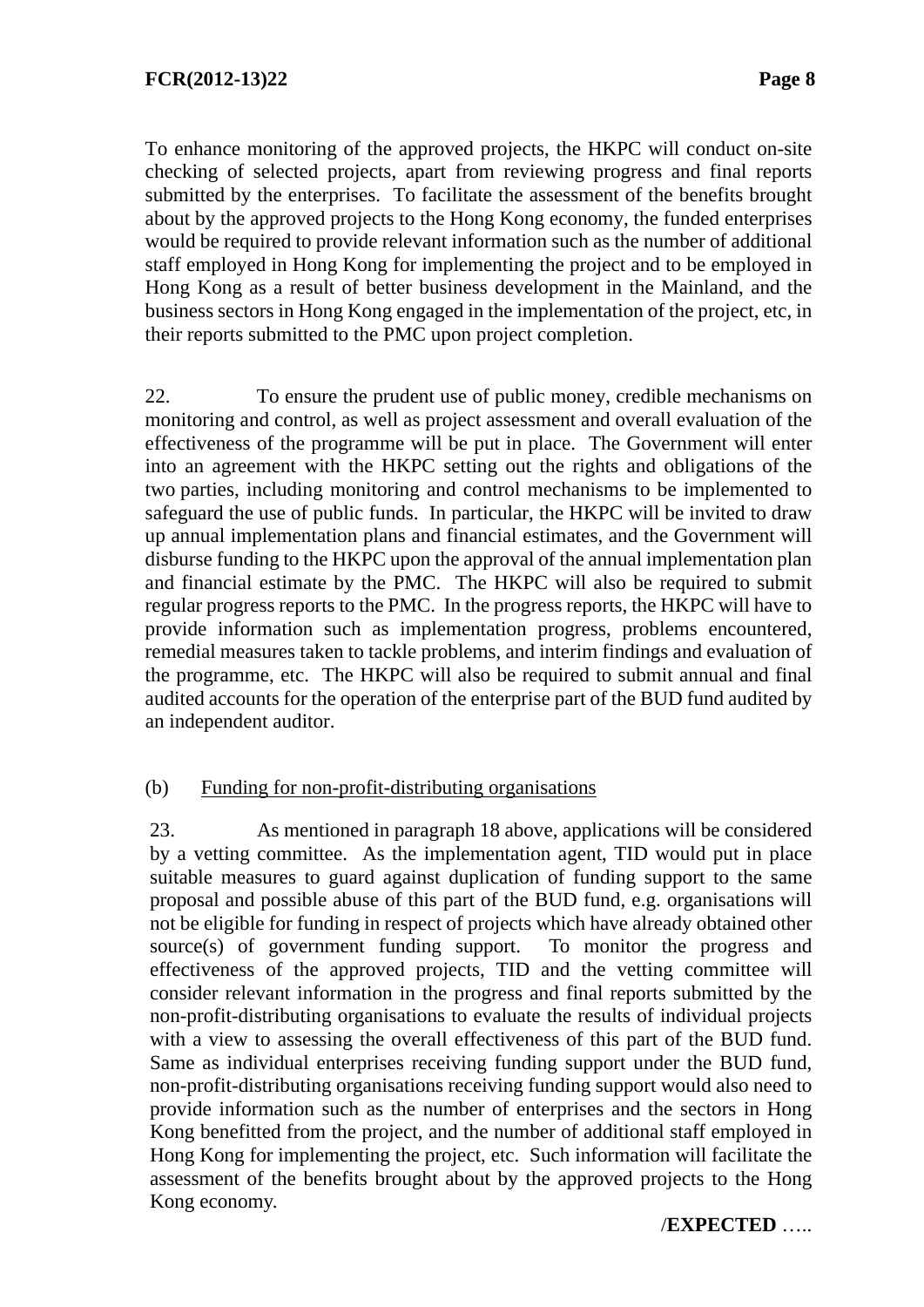To enhance monitoring of the approved projects, the HKPC will conduct on-site checking of selected projects, apart from reviewing progress and final reports submitted by the enterprises. To facilitate the assessment of the benefits brought about by the approved projects to the Hong Kong economy, the funded enterprises would be required to provide relevant information such as the number of additional staff employed in Hong Kong for implementing the project and to be employed in Hong Kong as a result of better business development in the Mainland, and the business sectors in Hong Kong engaged in the implementation of the project, etc, in their reports submitted to the PMC upon project completion.

22. To ensure the prudent use of public money, credible mechanisms on monitoring and control, as well as project assessment and overall evaluation of the effectiveness of the programme will be put in place. The Government will enter into an agreement with the HKPC setting out the rights and obligations of the two parties, including monitoring and control mechanisms to be implemented to safeguard the use of public funds. In particular, the HKPC will be invited to draw up annual implementation plans and financial estimates, and the Government will disburse funding to the HKPC upon the approval of the annual implementation plan and financial estimate by the PMC. The HKPC will also be required to submit regular progress reports to the PMC. In the progress reports, the HKPC will have to provide information such as implementation progress, problems encountered, remedial measures taken to tackle problems, and interim findings and evaluation of the programme, etc. The HKPC will also be required to submit annual and final audited accounts for the operation of the enterprise part of the BUD fund audited by an independent auditor.

(b) Funding for non-profit-distributing organisations

23. As mentioned in paragraph 18 above, applications will be considered by a vetting committee. As the implementation agent, TID would put in place suitable measures to guard against duplication of funding support to the same proposal and possible abuse of this part of the BUD fund, e.g. organisations will not be eligible for funding in respect of projects which have already obtained other source(s) of government funding support. To monitor the progress and effectiveness of the approved projects, TID and the vetting committee will consider relevant information in the progress and final reports submitted by the non-profit-distributing organisations to evaluate the results of individual projects with a view to assessing the overall effectiveness of this part of the BUD fund. Same as individual enterprises receiving funding support under the BUD fund, non-profit-distributing organisations receiving funding support would also need to provide information such as the number of enterprises and the sectors in Hong Kong benefitted from the project, and the number of additional staff employed in Hong Kong for implementing the project, etc. Such information will facilitate the assessment of the benefits brought about by the approved projects to the Hong Kong economy.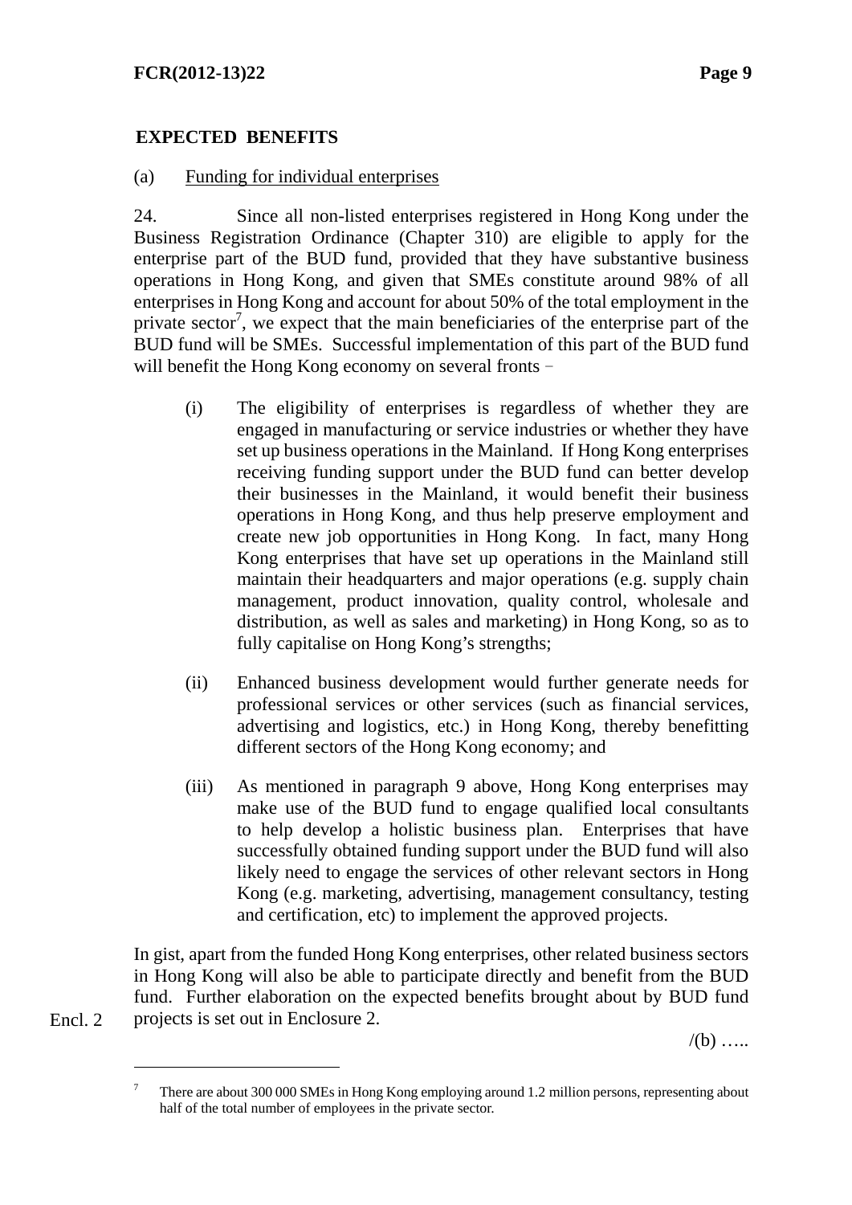**EXPECTED BENEFITS**

(a) Funding for individual enterprises

24. Since all non-listed enterprises registered in Hong Kong under the Business Registration Ordinance (Chapter 310) are eligible to apply for the enterprise part of the BUD fund, provided that they have substantive business operations in Hong Kong, and given that SMEs constitute around 98% of all enterprises in Hong Kong and account for about 50% of the total employment in the private sector[7], we expect that the main beneficiaries of the enterprise part of the BUD fund will be SMEs. Successful implementation of this part of the BUD fund will benefit the Hong Kong economy on several fronts –

(i) The eligibility of enterprises is regardless of whether they are engaged in manufacturing or service industries or whether they have set up business operations in the Mainland. If Hong Kong enterprises receiving funding support under the BUD fund can better develop their businesses in the Mainland, it would benefit their business operations in Hong Kong, and thus help preserve employment and create new job opportunities in Hong Kong. In fact, many Hong Kong enterprises that have set up operations in the Mainland still maintain their headquarters and major operations (e.g. supply chain management, product innovation, quality control, wholesale and distribution, as well as sales and marketing) in Hong Kong, so as to fully capitalise on Hong Kong's strengths;

(ii) Enhanced business development would further generate needs for professional services or other services (such as financial services, advertising and logistics, etc.) in Hong Kong, thereby benefitting different sectors of the Hong Kong economy; and

(iii) As mentioned in paragraph 9 above, Hong Kong enterprises may make use of the BUD fund to engage qualified local consultants to help develop a holistic business plan. Enterprises that have successfully obtained funding support under the BUD fund will also likely need to engage the services of other relevant sectors in Hong Kong (e.g. marketing, advertising, management consultancy, testing and certification, etc) to implement the approved projects.

In gist, apart from the funded Hong Kong enterprises, other related business sectors in Hong Kong will also be able to participate directly and benefit from the BUD fund. Further elaboration on the expected benefits brought about by BUD fund projects is set out in Enclosure 2.

Encl. 2

/(b) …..

---

[7] There are about 300 000 SMEs in Hong Kong employing around 1.2 million persons, representing about half of the total number of employees in the private sector.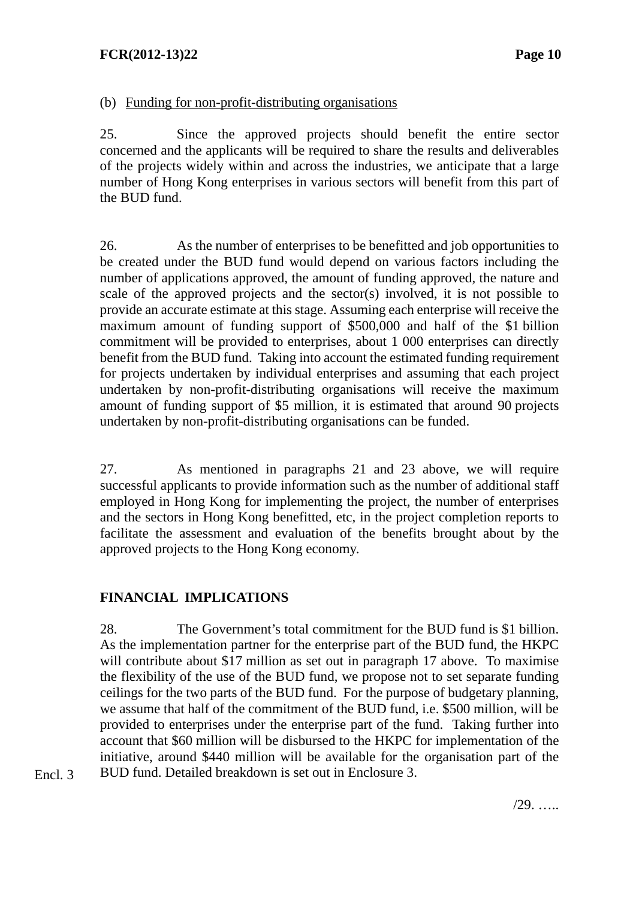(b) Funding for non-profit-distributing organisations

25. Since the approved projects should benefit the entire sector concerned and the applicants will be required to share the results and deliverables of the projects widely within and across the industries, we anticipate that a large number of Hong Kong enterprises in various sectors will benefit from this part of the BUD fund.

26. As the number of enterprises to be benefitted and job opportunities to be created under the BUD fund would depend on various factors including the number of applications approved, the amount of funding approved, the nature and scale of the approved projects and the sector(s) involved, it is not possible to provide an accurate estimate at this stage. Assuming each enterprise will receive the maximum amount of funding support of $500,000 and half of the $1 billion commitment will be provided to enterprises, about 1 000 enterprises can directly benefit from the BUD fund. Taking into account the estimated funding requirement for projects undertaken by individual enterprises and assuming that each project undertaken by non-profit-distributing organisations will receive the maximum amount of funding support of $5 million, it is estimated that around 90 projects undertaken by non-profit-distributing organisations can be funded.

27. As mentioned in paragraphs 21 and 23 above, we will require successful applicants to provide information such as the number of additional staff employed in Hong Kong for implementing the project, the number of enterprises and the sectors in Hong Kong benefitted, etc, in the project completion reports to facilitate the assessment and evaluation of the benefits brought about by the approved projects to the Hong Kong economy.

## FINANCIAL IMPLICATIONS

28. The Government's total commitment for the BUD fund is $1 billion. As the implementation partner for the enterprise part of the BUD fund, the HKPC will contribute about $17 million as set out in paragraph 17 above. To maximise the flexibility of the use of the BUD fund, we propose not to set separate funding ceilings for the two parts of the BUD fund. For the purpose of budgetary planning, we assume that half of the commitment of the BUD fund, i.e. $500 million, will be provided to enterprises under the enterprise part of the fund. Taking further into account that $60 million will be disbursed to the HKPC for implementation of the initiative, around $440 million will be available for the organisation part of the BUD fund. Detailed breakdown is set out in Enclosure 3.

Encl. 3

/29. …..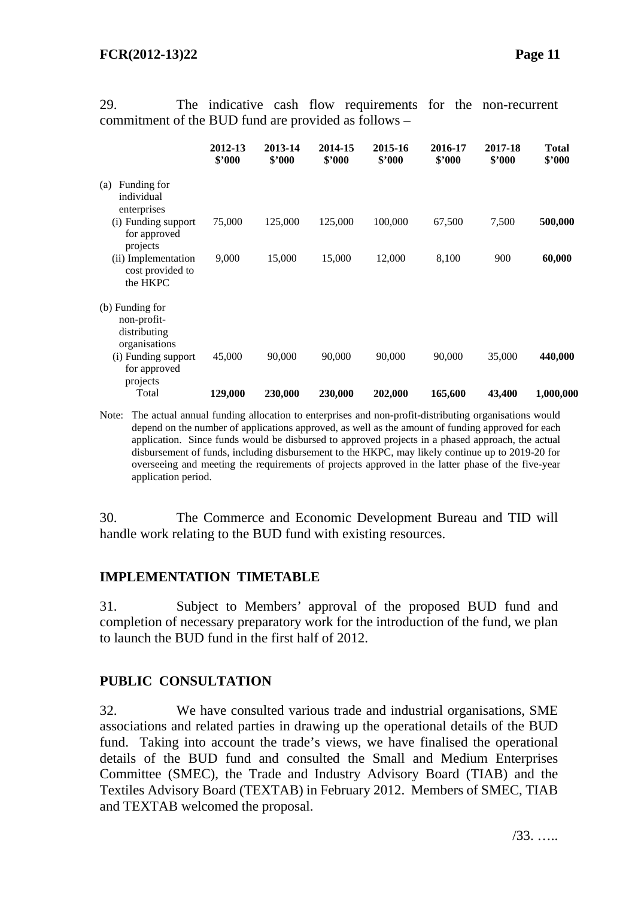29. The indicative cash flow requirements for the non-recurrent commitment of the BUD fund are provided as follows –

| | 2012-13 $'000 | 2013-14 $'000 | 2014-15 $'000 | 2015-16 $'000 | 2016-17 $'000 | 2017-18 $'000 | Total $'000 |
|---|---|---|---|---|---|---|---|
| (a) Funding for individual enterprises | | | | | | | |
| (i) Funding support for approved projects | 75,000 | 125,000 | 125,000 | 100,000 | 67,500 | 7,500 | **500,000** |
| (ii) Implementation cost provided to the HKPC | 9,000 | 15,000 | 15,000 | 12,000 | 8,100 | 900 | **60,000** |
| (b) Funding for non-profit-distributing organisations | | | | | | | |
| (i) Funding support for approved projects | 45,000 | 90,000 | 90,000 | 90,000 | 90,000 | 35,000 | **440,000** |
| Total | **129,000** | **230,000** | **230,000** | **202,000** | **165,600** | **43,400** | **1,000,000** |

Note: The actual annual funding allocation to enterprises and non-profit-distributing organisations would depend on the number of applications approved, as well as the amount of funding approved for each application. Since funds would be disbursed to approved projects in a phased approach, the actual disbursement of funds, including disbursement to the HKPC, may likely continue up to 2019-20 for overseeing and meeting the requirements of projects approved in the latter phase of the five-year application period.

30. The Commerce and Economic Development Bureau and TID will handle work relating to the BUD fund with existing resources.

## IMPLEMENTATION TIMETABLE

31. Subject to Members' approval of the proposed BUD fund and completion of necessary preparatory work for the introduction of the fund, we plan to launch the BUD fund in the first half of 2012.

## PUBLIC CONSULTATION

32. We have consulted various trade and industrial organisations, SME associations and related parties in drawing up the operational details of the BUD fund. Taking into account the trade's views, we have finalised the operational details of the BUD fund and consulted the Small and Medium Enterprises Committee (SMEC), the Trade and Industry Advisory Board (TIAB) and the Textiles Advisory Board (TEXTAB) in February 2012. Members of SMEC, TIAB and TEXTAB welcomed the proposal.

/33. …..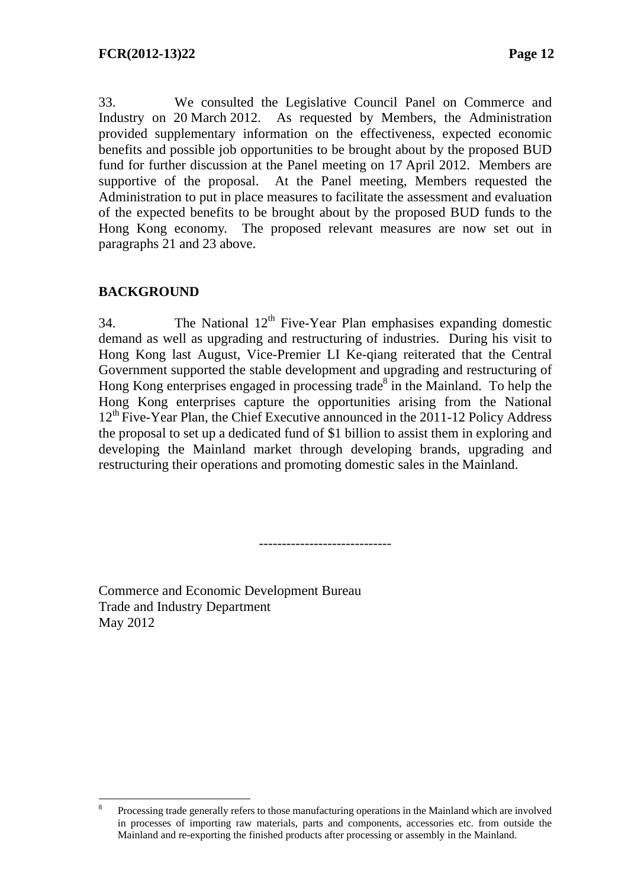33. We consulted the Legislative Council Panel on Commerce and Industry on 20 March 2012. As requested by Members, the Administration provided supplementary information on the effectiveness, expected economic benefits and possible job opportunities to be brought about by the proposed BUD fund for further discussion at the Panel meeting on 17 April 2012. Members are supportive of the proposal. At the Panel meeting, Members requested the Administration to put in place measures to facilitate the assessment and evaluation of the expected benefits to be brought about by the proposed BUD funds to the Hong Kong economy. The proposed relevant measures are now set out in paragraphs 21 and 23 above.

## BACKGROUND

34. The National 12th Five-Year Plan emphasises expanding domestic demand as well as upgrading and restructuring of industries. During his visit to Hong Kong last August, Vice-Premier LI Ke-qiang reiterated that the Central Government supported the stable development and upgrading and restructuring of Hong Kong enterprises engaged in processing trade[8] in the Mainland. To help the Hong Kong enterprises capture the opportunities arising from the National 12th Five-Year Plan, the Chief Executive announced in the 2011-12 Policy Address the proposal to set up a dedicated fund of $1 billion to assist them in exploring and developing the Mainland market through developing brands, upgrading and restructuring their operations and promoting domestic sales in the Mainland.

-----------------------------

Commerce and Economic Development Bureau
Trade and Industry Department
May 2012

---

8 Processing trade generally refers to those manufacturing operations in the Mainland which are involved in processes of importing raw materials, parts and components, accessories etc. from outside the Mainland and re-exporting the finished products after processing or assembly in the Mainland.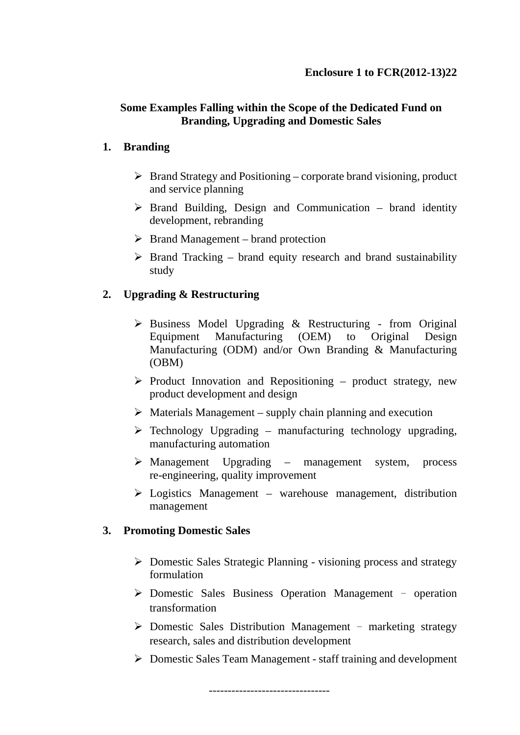**Enclosure 1 to FCR(2012-13)22**

## Some Examples Falling within the Scope of the Dedicated Fund on Branding, Upgrading and Domestic Sales

### 1. Branding

- Brand Strategy and Positioning – corporate brand visioning, product and service planning
- Brand Building, Design and Communication – brand identity development, rebranding
- Brand Management – brand protection
- Brand Tracking – brand equity research and brand sustainability study

### 2. Upgrading & Restructuring

- Business Model Upgrading & Restructuring - from Original Equipment Manufacturing (OEM) to Original Design Manufacturing (ODM) and/or Own Branding & Manufacturing (OBM)
- Product Innovation and Repositioning – product strategy, new product development and design
- Materials Management – supply chain planning and execution
- Technology Upgrading – manufacturing technology upgrading, manufacturing automation
- Management Upgrading – management system, process re-engineering, quality improvement
- Logistics Management – warehouse management, distribution management

### 3. Promoting Domestic Sales

- Domestic Sales Strategic Planning - visioning process and strategy formulation
- Domestic Sales Business Operation Management – operation transformation
- Domestic Sales Distribution Management – marketing strategy research, sales and distribution development
- Domestic Sales Team Management - staff training and development

--------------------------------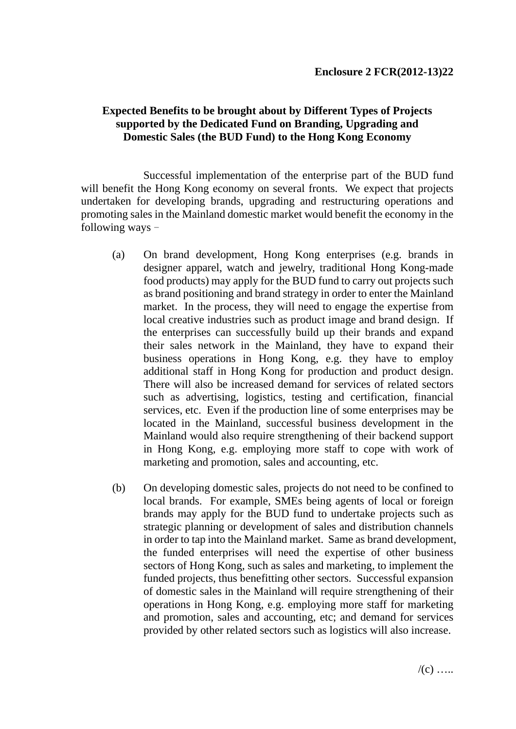**Enclosure 2 FCR(2012-13)22**

**Expected Benefits to be brought about by Different Types of Projects supported by the Dedicated Fund on Branding, Upgrading and Domestic Sales (the BUD Fund) to the Hong Kong Economy**

Successful implementation of the enterprise part of the BUD fund will benefit the Hong Kong economy on several fronts. We expect that projects undertaken for developing brands, upgrading and restructuring operations and promoting sales in the Mainland domestic market would benefit the economy in the following ways –

(a) On brand development, Hong Kong enterprises (e.g. brands in designer apparel, watch and jewelry, traditional Hong Kong-made food products) may apply for the BUD fund to carry out projects such as brand positioning and brand strategy in order to enter the Mainland market. In the process, they will need to engage the expertise from local creative industries such as product image and brand design. If the enterprises can successfully build up their brands and expand their sales network in the Mainland, they have to expand their business operations in Hong Kong, e.g. they have to employ additional staff in Hong Kong for production and product design. There will also be increased demand for services of related sectors such as advertising, logistics, testing and certification, financial services, etc. Even if the production line of some enterprises may be located in the Mainland, successful business development in the Mainland would also require strengthening of their backend support in Hong Kong, e.g. employing more staff to cope with work of marketing and promotion, sales and accounting, etc.

(b) On developing domestic sales, projects do not need to be confined to local brands. For example, SMEs being agents of local or foreign brands may apply for the BUD fund to undertake projects such as strategic planning or development of sales and distribution channels in order to tap into the Mainland market. Same as brand development, the funded enterprises will need the expertise of other business sectors of Hong Kong, such as sales and marketing, to implement the funded projects, thus benefitting other sectors. Successful expansion of domestic sales in the Mainland will require strengthening of their operations in Hong Kong, e.g. employing more staff for marketing and promotion, sales and accounting, etc; and demand for services provided by other related sectors such as logistics will also increase.

/(c) …..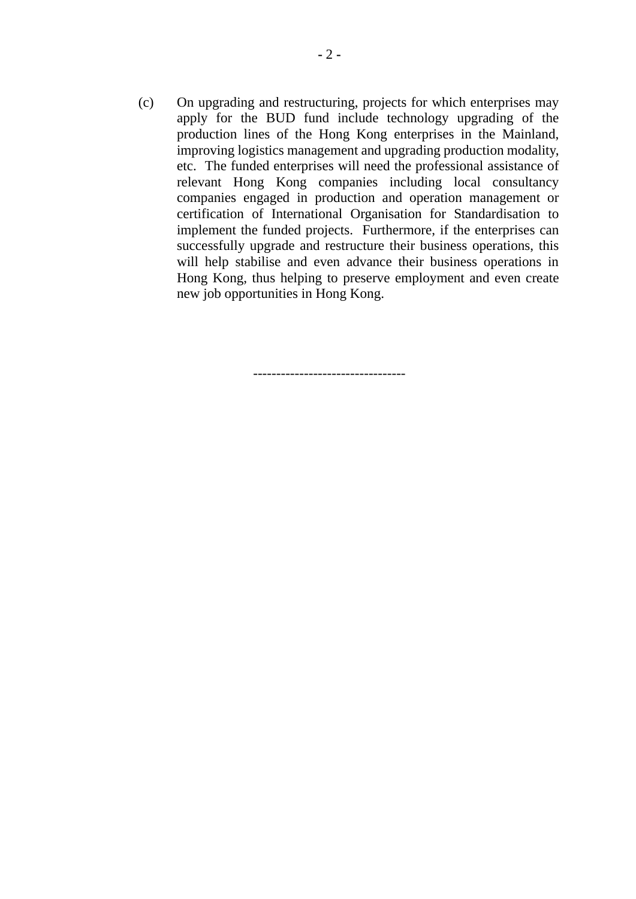(c) On upgrading and restructuring, projects for which enterprises may apply for the BUD fund include technology upgrading of the production lines of the Hong Kong enterprises in the Mainland, improving logistics management and upgrading production modality, etc. The funded enterprises will need the professional assistance of relevant Hong Kong companies including local consultancy companies engaged in production and operation management or certification of International Organisation for Standardisation to implement the funded projects. Furthermore, if the enterprises can successfully upgrade and restructure their business operations, this will help stabilise and even advance their business operations in Hong Kong, thus helping to preserve employment and even create new job opportunities in Hong Kong.

--------------------------------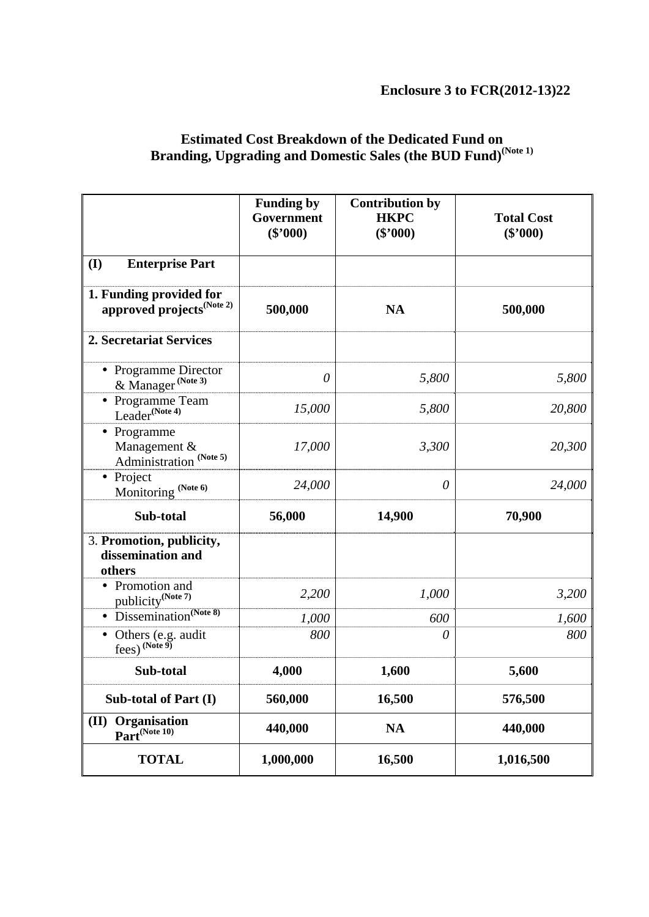**Enclosure 3 to FCR(2012-13)22**

## Estimated Cost Breakdown of the Dedicated Fund on Branding, Upgrading and Domestic Sales (the BUD Fund)(Note 1)

| | Funding by Government ($'000) | Contribution by HKPC ($'000) | Total Cost ($'000) |
|---|---|---|---|
| **(I) Enterprise Part** | | | |
| **1. Funding provided for approved projects(Note 2)** | **500,000** | **NA** | **500,000** |
| **2. Secretariat Services** | | | |
| • Programme Director & Manager (Note 3) | *0* | *5,800* | *5,800* |
| • Programme Team Leader(Note 4) | *15,000* | *5,800* | *20,800* |
| • Programme Management & Administration (Note 5) | *17,000* | *3,300* | *20,300* |
| • Project Monitoring (Note 6) | *24,000* | *0* | *24,000* |
| **Sub-total** | **56,000** | **14,900** | **70,900** |
| 3. **Promotion, publicity, dissemination and others** | | | |
| • Promotion and publicity(Note 7) | *2,200* | *1,000* | *3,200* |
| • Dissemination(Note 8) | *1,000* | *600* | *1,600* |
| • Others (e.g. audit fees) (Note 9) | *800* | *0* | *800* |
| **Sub-total** | **4,000** | **1,600** | **5,600** |
| **Sub-total of Part (I)** | **560,000** | **16,500** | **576,500** |
| **(II) Organisation Part(Note 10)** | **440,000** | **NA** | **440,000** |
| **TOTAL** | **1,000,000** | **16,500** | **1,016,500** |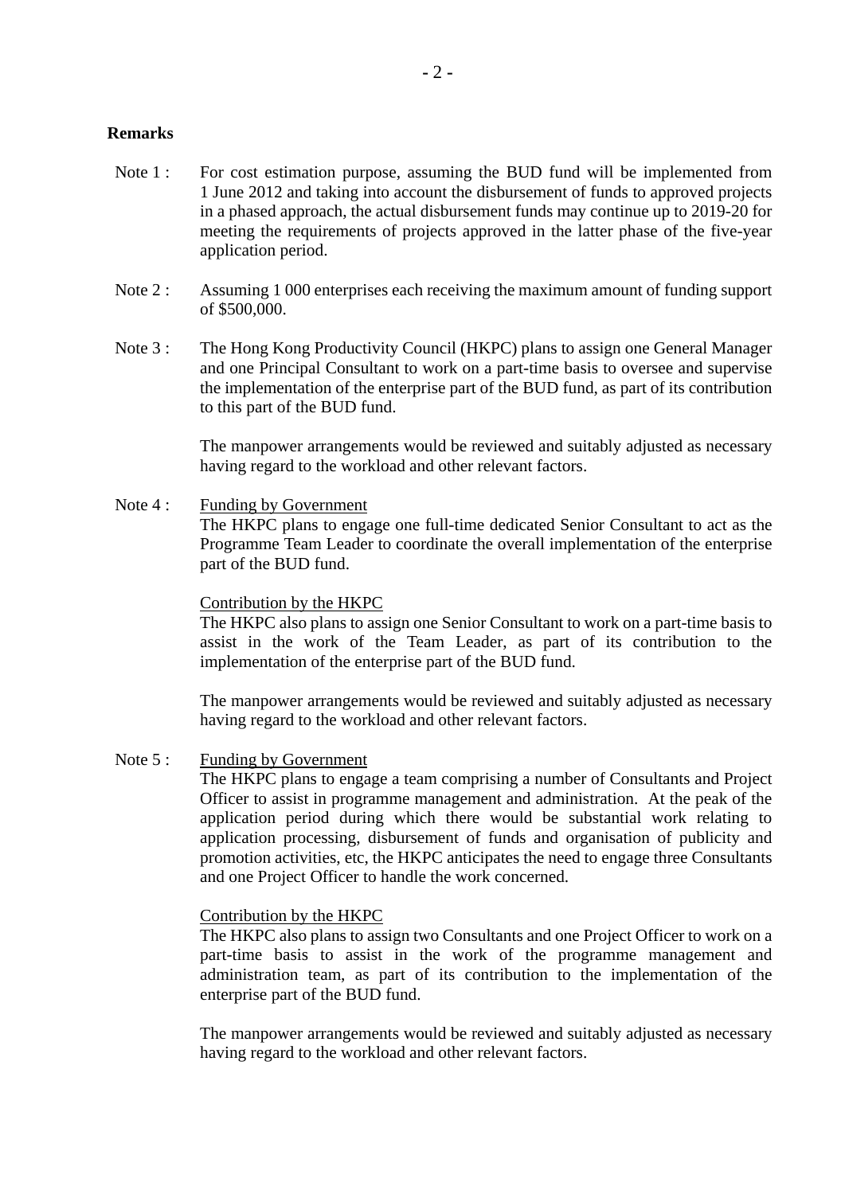**Remarks**

Note 1 : For cost estimation purpose, assuming the BUD fund will be implemented from 1 June 2012 and taking into account the disbursement of funds to approved projects in a phased approach, the actual disbursement funds may continue up to 2019-20 for meeting the requirements of projects approved in the latter phase of the five-year application period.

Note 2 : Assuming 1 000 enterprises each receiving the maximum amount of funding support of $500,000.

Note 3 : The Hong Kong Productivity Council (HKPC) plans to assign one General Manager and one Principal Consultant to work on a part-time basis to oversee and supervise the implementation of the enterprise part of the BUD fund, as part of its contribution to this part of the BUD fund.

The manpower arrangements would be reviewed and suitably adjusted as necessary having regard to the workload and other relevant factors.

Note 4 : <u>Funding by Government</u>
The HKPC plans to engage one full-time dedicated Senior Consultant to act as the Programme Team Leader to coordinate the overall implementation of the enterprise part of the BUD fund.

<u>Contribution by the HKPC</u>
The HKPC also plans to assign one Senior Consultant to work on a part-time basis to assist in the work of the Team Leader, as part of its contribution to the implementation of the enterprise part of the BUD fund.

The manpower arrangements would be reviewed and suitably adjusted as necessary having regard to the workload and other relevant factors.

Note 5 : <u>Funding by Government</u>
The HKPC plans to engage a team comprising a number of Consultants and Project Officer to assist in programme management and administration. At the peak of the application period during which there would be substantial work relating to application processing, disbursement of funds and organisation of publicity and promotion activities, etc, the HKPC anticipates the need to engage three Consultants and one Project Officer to handle the work concerned.

<u>Contribution by the HKPC</u>
The HKPC also plans to assign two Consultants and one Project Officer to work on a part-time basis to assist in the work of the programme management and administration team, as part of its contribution to the implementation of the enterprise part of the BUD fund.

The manpower arrangements would be reviewed and suitably adjusted as necessary having regard to the workload and other relevant factors.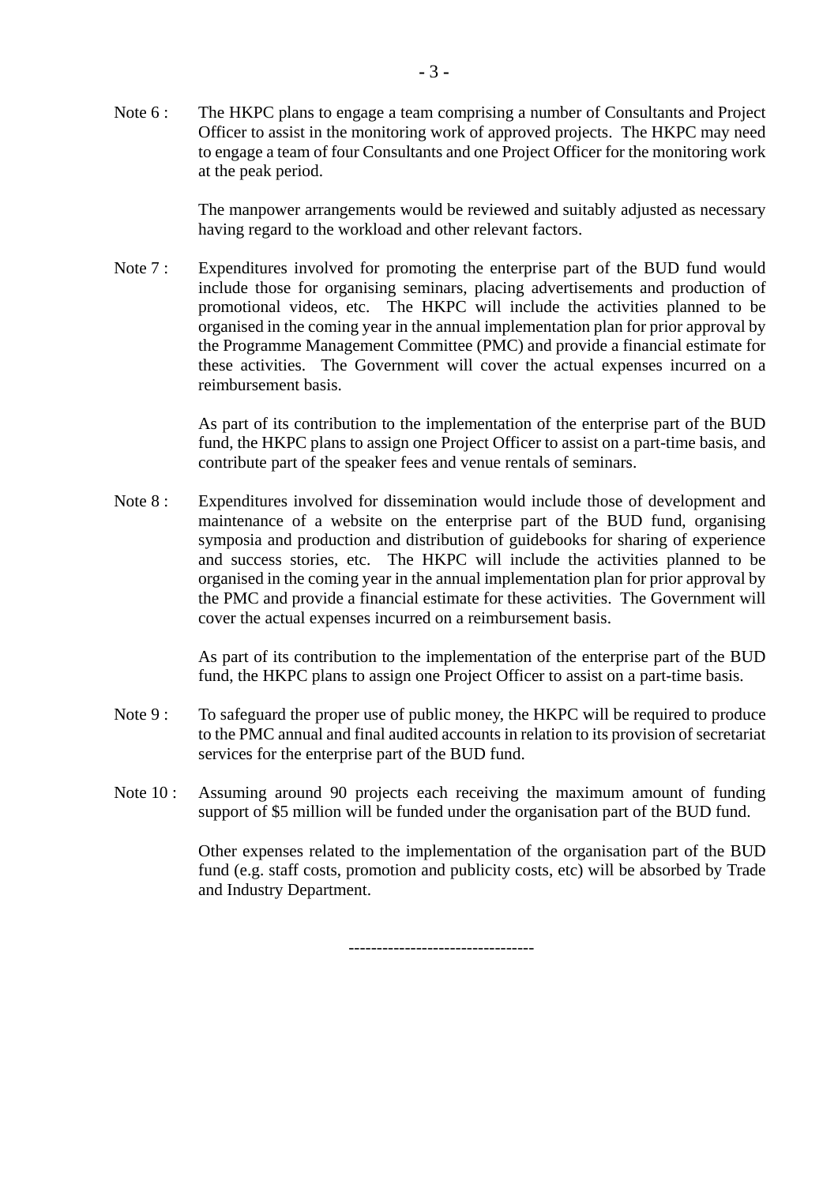Note 6 : The HKPC plans to engage a team comprising a number of Consultants and Project Officer to assist in the monitoring work of approved projects. The HKPC may need to engage a team of four Consultants and one Project Officer for the monitoring work at the peak period.

The manpower arrangements would be reviewed and suitably adjusted as necessary having regard to the workload and other relevant factors.

Note 7 : Expenditures involved for promoting the enterprise part of the BUD fund would include those for organising seminars, placing advertisements and production of promotional videos, etc. The HKPC will include the activities planned to be organised in the coming year in the annual implementation plan for prior approval by the Programme Management Committee (PMC) and provide a financial estimate for these activities. The Government will cover the actual expenses incurred on a reimbursement basis.

As part of its contribution to the implementation of the enterprise part of the BUD fund, the HKPC plans to assign one Project Officer to assist on a part-time basis, and contribute part of the speaker fees and venue rentals of seminars.

Note 8 : Expenditures involved for dissemination would include those of development and maintenance of a website on the enterprise part of the BUD fund, organising symposia and production and distribution of guidebooks for sharing of experience and success stories, etc. The HKPC will include the activities planned to be organised in the coming year in the annual implementation plan for prior approval by the PMC and provide a financial estimate for these activities. The Government will cover the actual expenses incurred on a reimbursement basis.

As part of its contribution to the implementation of the enterprise part of the BUD fund, the HKPC plans to assign one Project Officer to assist on a part-time basis.

Note 9 : To safeguard the proper use of public money, the HKPC will be required to produce to the PMC annual and final audited accounts in relation to its provision of secretariat services for the enterprise part of the BUD fund.

Note 10 : Assuming around 90 projects each receiving the maximum amount of funding support of $5 million will be funded under the organisation part of the BUD fund.

Other expenses related to the implementation of the organisation part of the BUD fund (e.g. staff costs, promotion and publicity costs, etc) will be absorbed by Trade and Industry Department.

--------------------------------